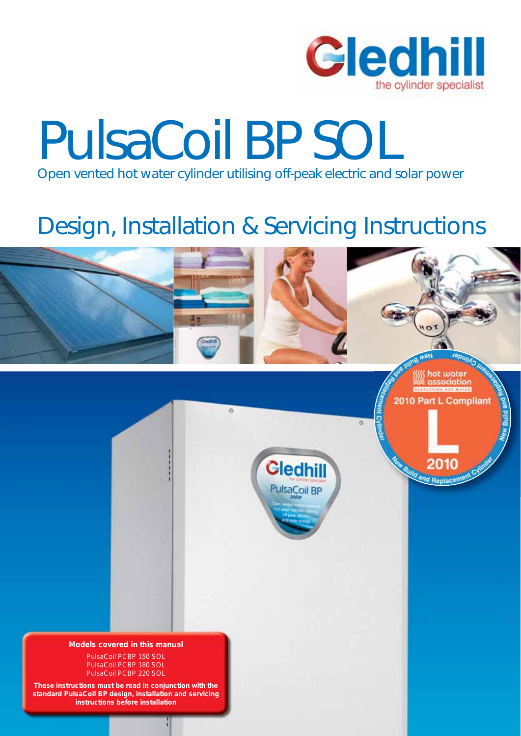Gledhill

the cylinder specialist

# PulsaCoil BP SOL

Open vented hot water cylinder utilising off-peak electric and solar power

## Design, Installation & Servicing Instructions

**Models covered in this manual**

PulsaCoil PCBP 150 SOL
PulsaCoil PCBP 180 SOL
PulsaCoil PCBP 220 SOL

**These instructions must be read in conjunction with the standard PulsaCoil BP design, installation and servicing instructions before installation**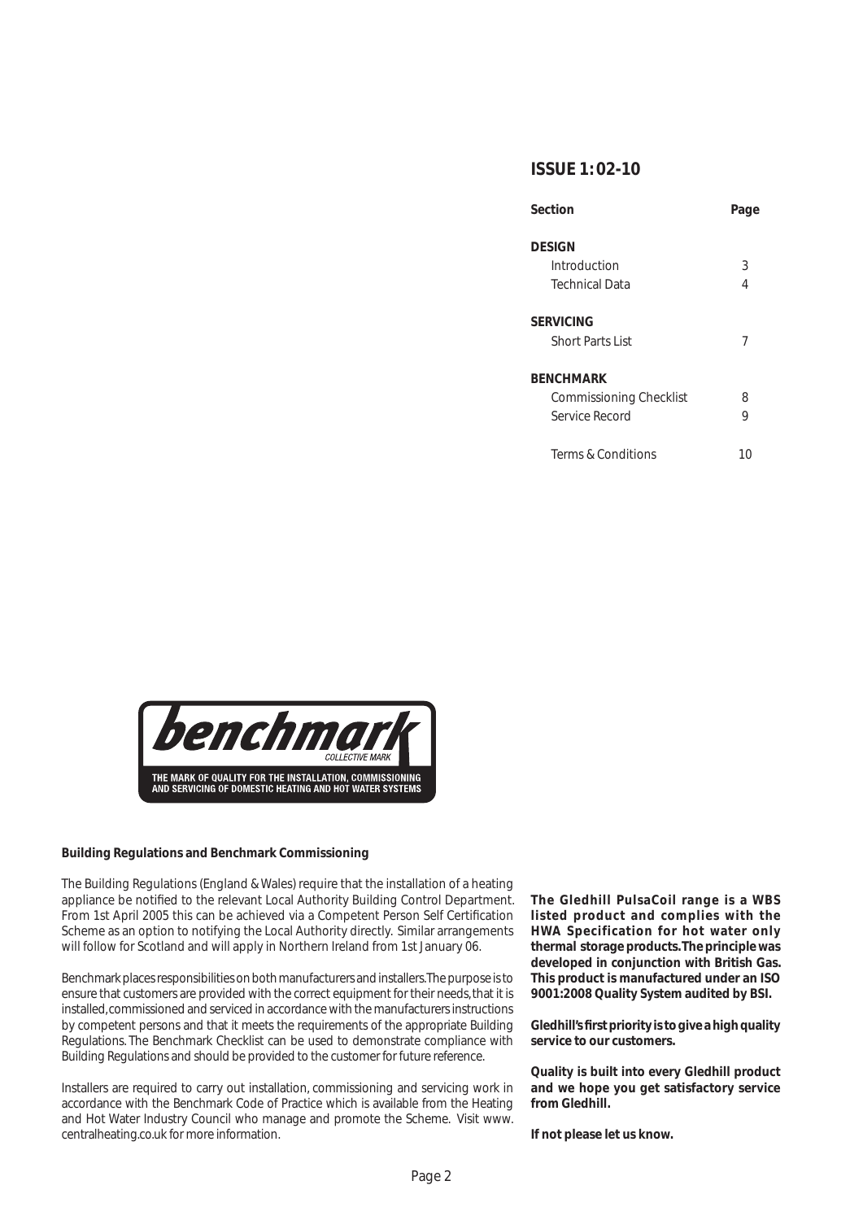## ISSUE 1: 02-10

| Section | Page |
|---|---|
| **DESIGN** | |
| Introduction | 3 |
| Technical Data | 4 |
| **SERVICING** | |
| Short Parts List | 7 |
| **BENCHMARK** | |
| Commissioning Checklist | 8 |
| Service Record | 9 |
| Terms & Conditions | 10 |

benchmark
COLLECTIVE MARK
THE MARK OF QUALITY FOR THE INSTALLATION, COMMISSIONING AND SERVICING OF DOMESTIC HEATING AND HOT WATER SYSTEMS

**Building Regulations and Benchmark Commissioning**

The Building Regulations (England & Wales) require that the installation of a heating appliance be notified to the relevant Local Authority Building Control Department. From 1st April 2005 this can be achieved via a Competent Person Self Certification Scheme as an option to notifying the Local Authority directly. Similar arrangements will follow for Scotland and will apply in Northern Ireland from 1st January 06.

Benchmark places responsibilities on both manufacturers and installers. The purpose is to ensure that customers are provided with the correct equipment for their needs, that it is installed, commissioned and serviced in accordance with the manufacturers instructions by competent persons and that it meets the requirements of the appropriate Building Regulations. The Benchmark Checklist can be used to demonstrate compliance with Building Regulations and should be provided to the customer for future reference.

Installers are required to carry out installation, commissioning and servicing work in accordance with the Benchmark Code of Practice which is available from the Heating and Hot Water Industry Council who manage and promote the Scheme. Visit www.centralheating.co.uk for more information.

**The Gledhill PulsaCoil range is a WBS listed product and complies with the HWA Specification for hot water only thermal storage products. The principle was developed in conjunction with British Gas. This product is manufactured under an ISO 9001:2008 Quality System audited by BSI.**

**Gledhill's first priority is to give a high quality service to our customers.**

**Quality is built into every Gledhill product and we hope you get satisfactory service from Gledhill.**

**If not please let us know.**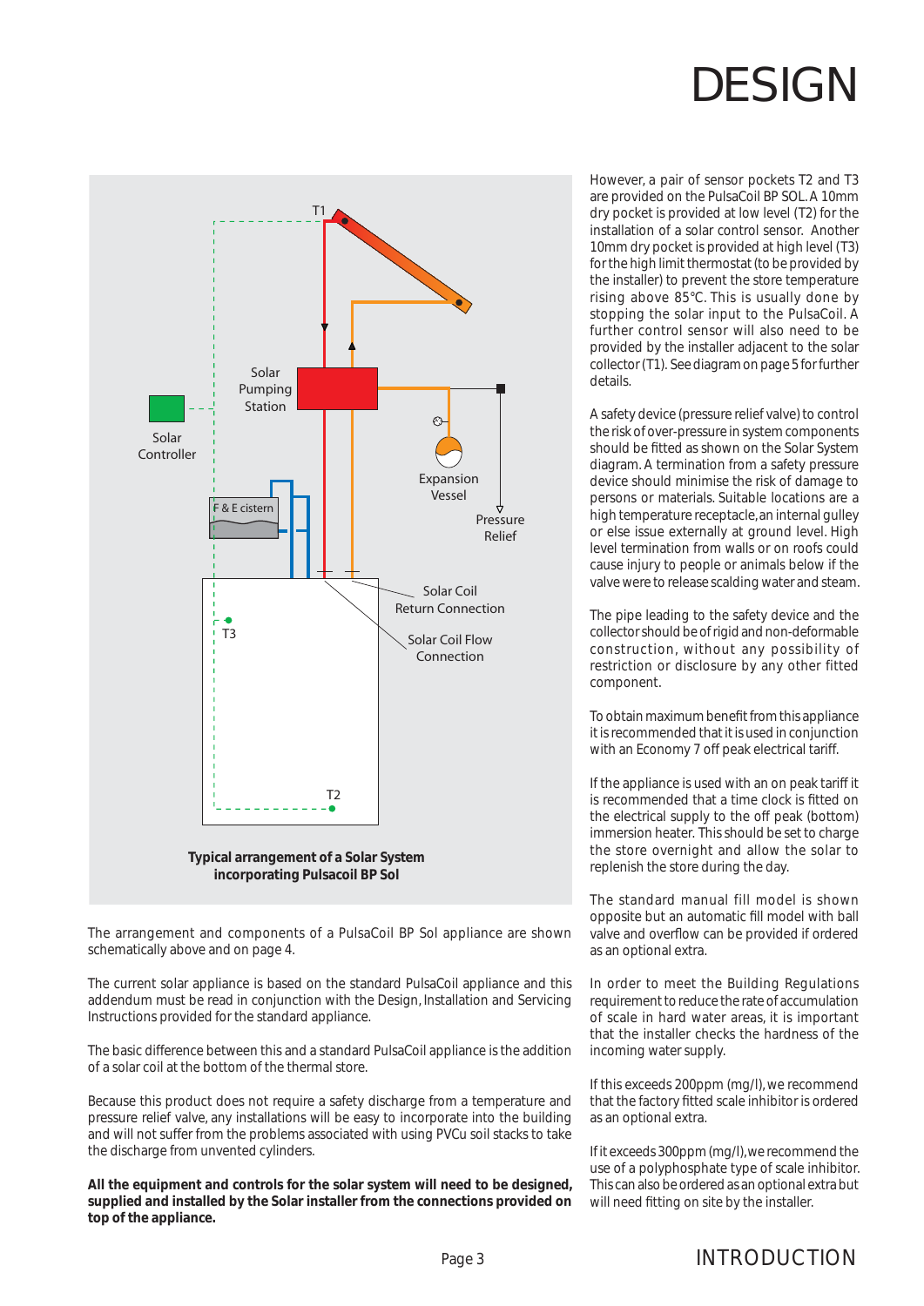# DESIGN

**Typical arrangement of a Solar System incorporating Pulsacoil BP Sol**

The arrangement and components of a PulsaCoil BP Sol appliance are shown schematically above and on page 4.

The current solar appliance is based on the standard PulsaCoil appliance and this addendum must be read in conjunction with the Design, Installation and Servicing Instructions provided for the standard appliance.

The basic difference between this and a standard PulsaCoil appliance is the addition of a solar coil at the bottom of the thermal store.

Because this product does not require a safety discharge from a temperature and pressure relief valve, any installations will be easy to incorporate into the building and will not suffer from the problems associated with using PVCu soil stacks to take the discharge from unvented cylinders.

**All the equipment and controls for the solar system will need to be designed, supplied and installed by the Solar installer from the connections provided on top of the appliance.**

However, a pair of sensor pockets T2 and T3 are provided on the PulsaCoil BP SOL. A 10mm dry pocket is provided at low level (T2) for the installation of a solar control sensor. Another 10mm dry pocket is provided at high level (T3) for the high limit thermostat (to be provided by the installer) to prevent the store temperature rising above 85°C. This is usually done by stopping the solar input to the PulsaCoil. A further control sensor will also need to be provided by the installer adjacent to the solar collector (T1). See diagram on page 5 for further details.

A safety device (pressure relief valve) to control the risk of over-pressure in system components should be fitted as shown on the Solar System diagram. A termination from a safety pressure device should minimise the risk of damage to persons or materials. Suitable locations are a high temperature receptacle, an internal gulley or else issue externally at ground level. High level termination from walls or on roofs could cause injury to people or animals below if the valve were to release scalding water and steam.

The pipe leading to the safety device and the collector should be of rigid and non-deformable construction, without any possibility of restriction or disclosure by any other fitted component.

To obtain maximum benefit from this appliance it is recommended that it is used in conjunction with an Economy 7 off peak electrical tariff.

If the appliance is used with an on peak tariff it is recommended that a time clock is fitted on the electrical supply to the off peak (bottom) immersion heater. This should be set to charge the store overnight and allow the solar to replenish the store during the day.

The standard manual fill model is shown opposite but an automatic fill model with ball valve and overflow can be provided if ordered as an optional extra.

In order to meet the Building Regulations requirement to reduce the rate of accumulation of scale in hard water areas, it is important that the installer checks the hardness of the incoming water supply.

If this exceeds 200ppm (mg/l), we recommend that the factory fitted scale inhibitor is ordered as an optional extra.

If it exceeds 300ppm (mg/l), we recommend the use of a polyphosphate type of scale inhibitor. This can also be ordered as an optional extra but will need fitting on site by the installer.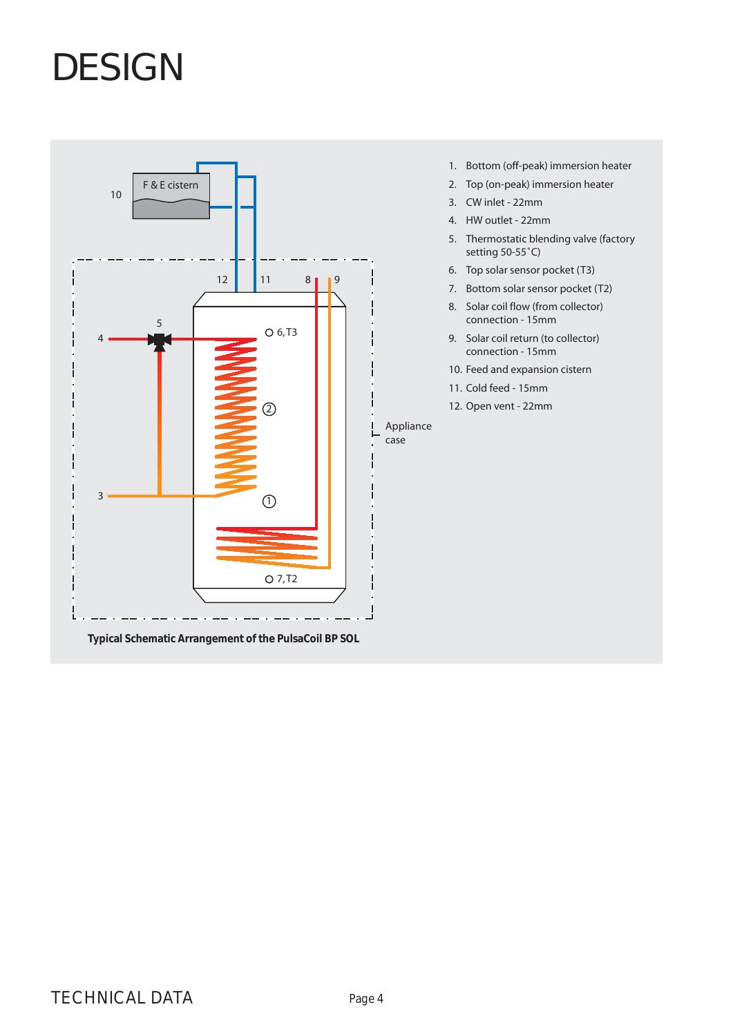# DESIGN

1. Bottom (off-peak) immersion heater
2. Top (on-peak) immersion heater
3. CW inlet - 22mm
4. HW outlet - 22mm
5. Thermostatic blending valve (factory setting 50-55˚C)
6. Top solar sensor pocket (T3)
7. Bottom solar sensor pocket (T2)
8. Solar coil flow (from collector) connection - 15mm
9. Solar coil return (to collector) connection - 15mm
10. Feed and expansion cistern
11. Cold feed - 15mm
12. Open vent - 22mm

**Typical Schematic Arrangement of the PulsaCoil BP SOL**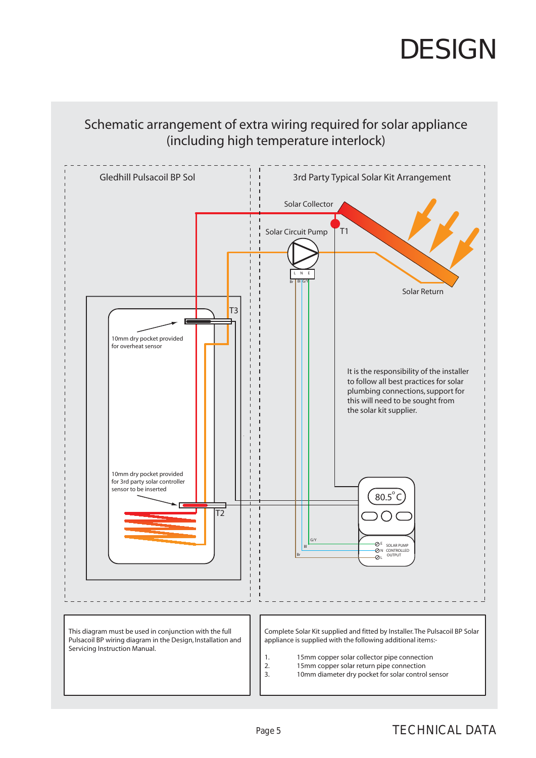# DESIGN

## Schematic arrangement of extra wiring required for solar appliance (including high temperature interlock)

Gledhill Pulsacoil BP Sol

3rd Party Typical Solar Kit Arrangement

Solar Collector

Solar Circuit Pump

T1

Solar Return

T3

10mm dry pocket provided for overheat sensor

10mm dry pocket provided for 3rd party solar controller sensor to be inserted

T2

It is the responsibility of the installer to follow all best practices for solar plumbing connections, support for this will need to be sought from the solar kit supplier.

80.5°C

SOLAR PUMP CONTROLLED OUTPUT

This diagram must be used in conjunction with the full Pulsacoil BP wiring diagram in the Design, Installation and Servicing Instruction Manual.

Complete Solar Kit supplied and fitted by Installer. The Pulsacoil BP Solar appliance is supplied with the following additional items:-

1. 15mm copper solar collector pipe connection
2. 15mm copper solar return pipe connection
3. 10mm diameter dry pocket for solar control sensor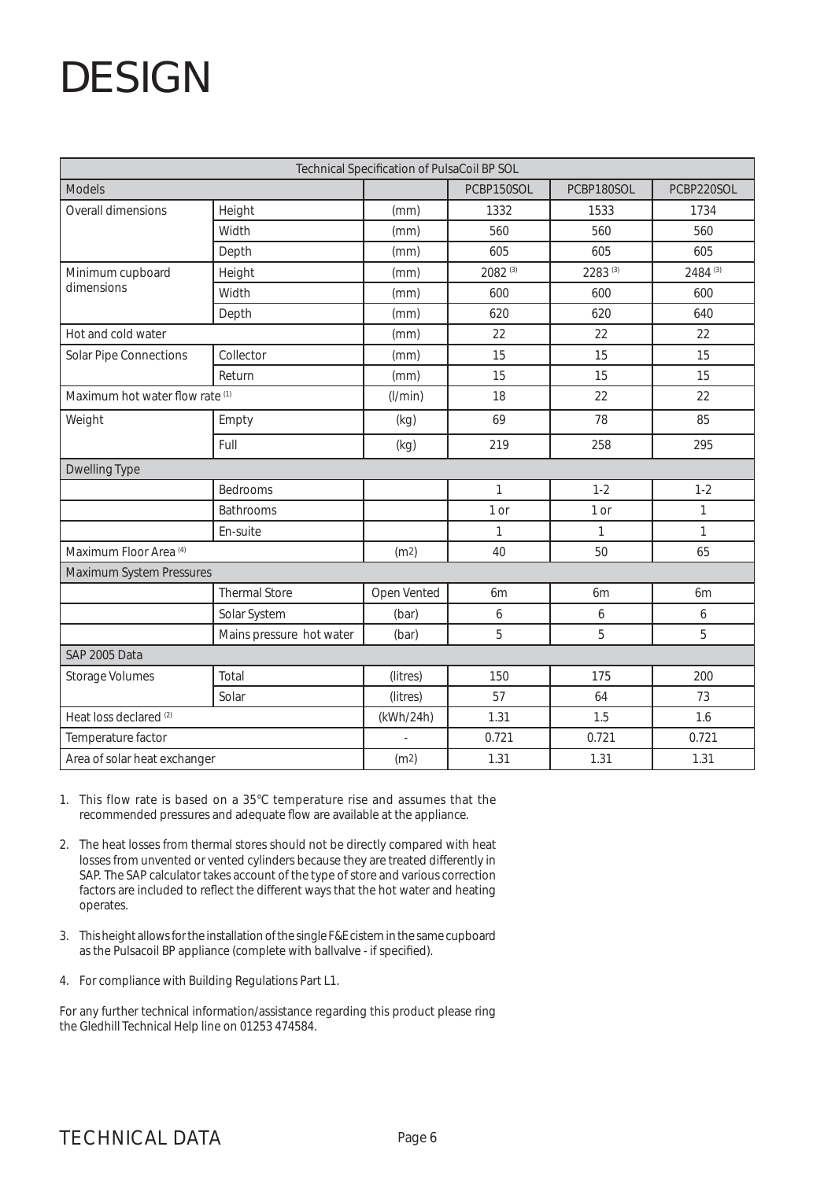# DESIGN

| Technical Specification of PulsaCoil BP SOL | | | | | |
|---|---|---|---|---|---|
| Models | | | PCBP150SOL | PCBP180SOL | PCBP220SOL |
| Overall dimensions | Height | (mm) | 1332 | 1533 | 1734 |
| | Width | (mm) | 560 | 560 | 560 |
| | Depth | (mm) | 605 | 605 | 605 |
| Minimum cupboard dimensions | Height | (mm) | 2082 [3] | 2283 [3] | 2484 [3] |
| | Width | (mm) | 600 | 600 | 600 |
| | Depth | (mm) | 620 | 620 | 640 |
| Hot and cold water | | (mm) | 22 | 22 | 22 |
| Solar Pipe Connections | Collector | (mm) | 15 | 15 | 15 |
| | Return | (mm) | 15 | 15 | 15 |
| Maximum hot water flow rate [1] | | (l/min) | 18 | 22 | 22 |
| Weight | Empty | (kg) | 69 | 78 | 85 |
| | Full | (kg) | 219 | 258 | 295 |
| Dwelling Type | | | | | |
| | Bedrooms | | 1 | 1-2 | 1-2 |
| | Bathrooms | | 1 or | 1 or | 1 |
| | En-suite | | 1 | 1 | 1 |
| Maximum Floor Area [4] | | ($m^2$) | 40 | 50 | 65 |
| Maximum System Pressures | | | | | |
| | Thermal Store | Open Vented | 6m | 6m | 6m |
| | Solar System | (bar) | 6 | 6 | 6 |
| | Mains pressure hot water | (bar) | 5 | 5 | 5 |
| SAP 2005 Data | | | | | |
| Storage Volumes | Total | (litres) | 150 | 175 | 200 |
| | Solar | (litres) | 57 | 64 | 73 |
| Heat loss declared [2] | | (kWh/24h) | 1.31 | 1.5 | 1.6 |
| Temperature factor | | - | 0.721 | 0.721 | 0.721 |
| Area of solar heat exchanger | | ($m^2$) | 1.31 | 1.31 | 1.31 |

1. This flow rate is based on a 35°C temperature rise and assumes that the recommended pressures and adequate flow are available at the appliance.

2. The heat losses from thermal stores should not be directly compared with heat losses from unvented or vented cylinders because they are treated differently in SAP. The SAP calculator takes account of the type of store and various correction factors are included to reflect the different ways that the hot water and heating operates.

3. This height allows for the installation of the single F&E cistern in the same cupboard as the Pulsacoil BP appliance (complete with ballvalve - if specified).

4. For compliance with Building Regulations Part L1.

For any further technical information/assistance regarding this product please ring the Gledhill Technical Help line on 01253 474584.

## TECHNICAL DATA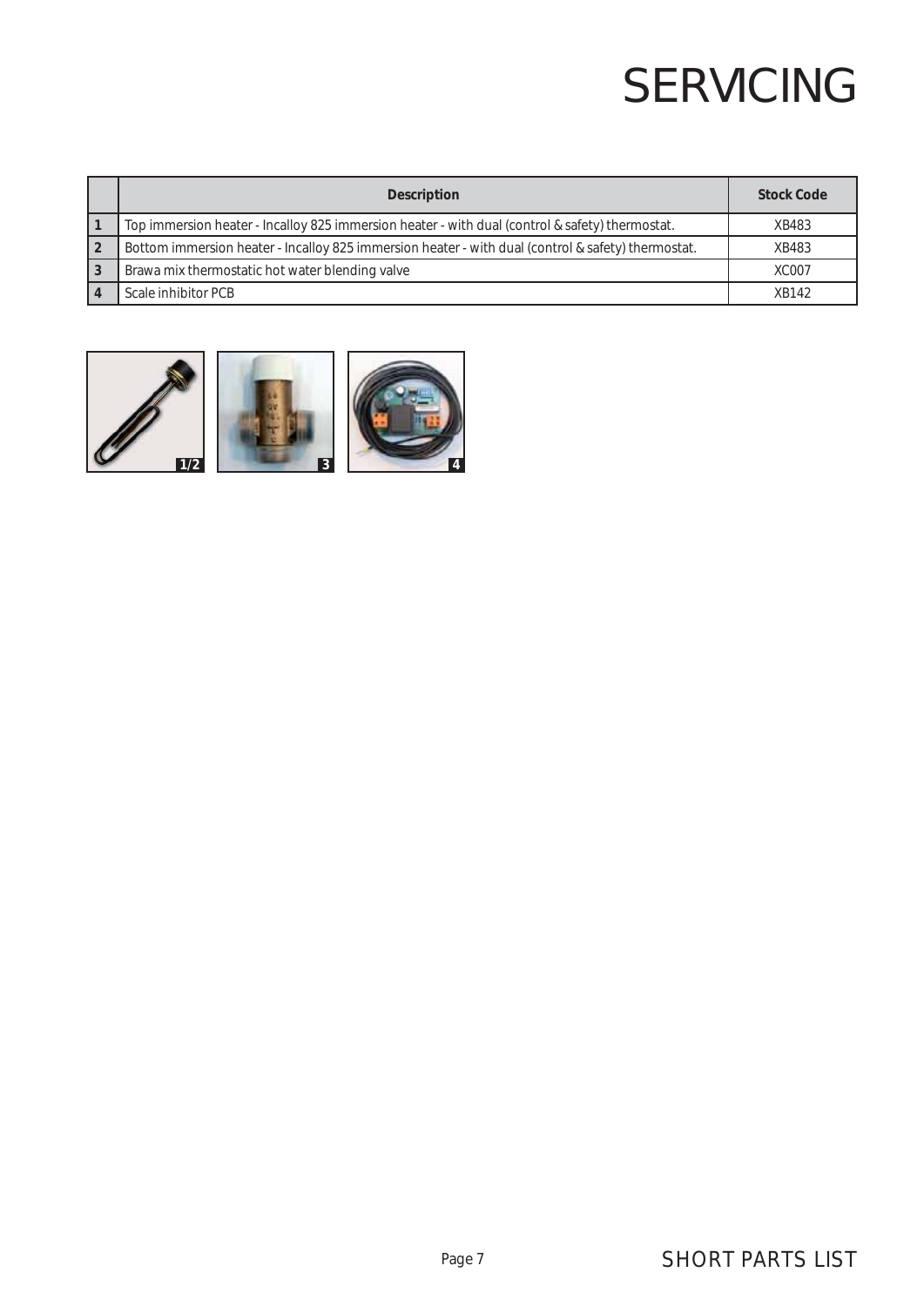# SERVICING

|   | Description | Stock Code |
|---|---|---|
| 1 | Top immersion heater - Incalloy 825 immersion heater - with dual (control & safety) thermostat. | XB483 |
| 2 | Bottom immersion heater - Incalloy 825 immersion heater - with dual (control & safety) thermostat. | XB483 |
| 3 | Brawa mix thermostatic hot water blending valve | XC007 |
| 4 | Scale inhibitor PCB | XB142 |

1/2

3

4

SHORT PARTS LIST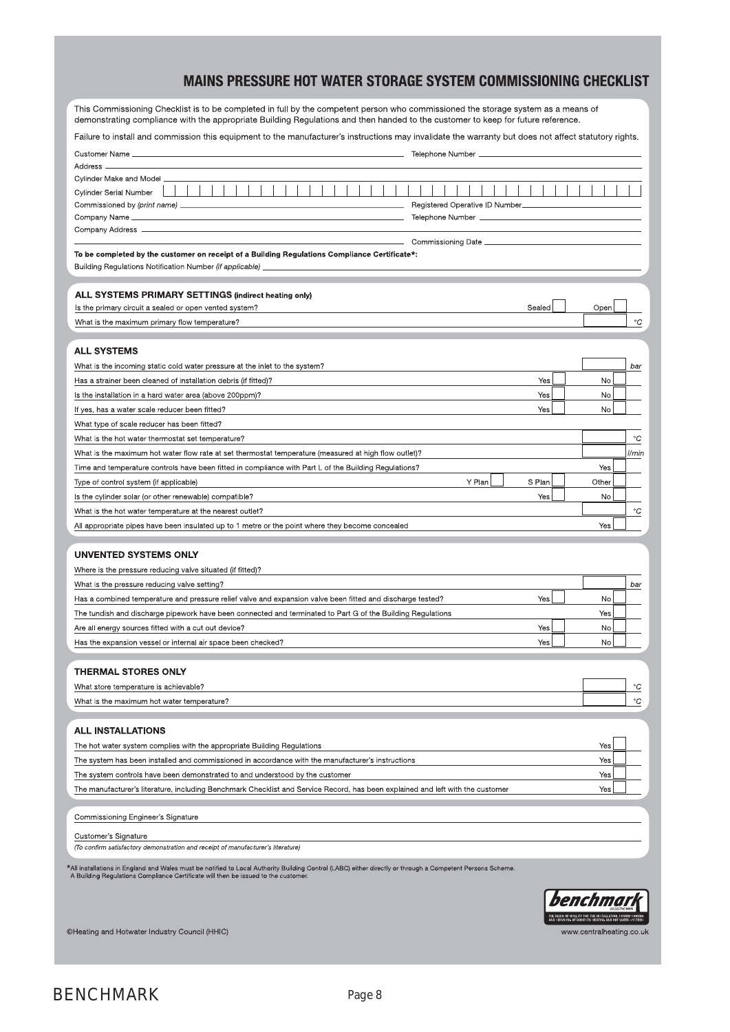# MAINS PRESSURE HOT WATER STORAGE SYSTEM COMMISSIONING CHECKLIST

This Commissioning Checklist is to be completed in full by the competent person who commissioned the storage system as a means of demonstrating compliance with the appropriate Building Regulations and then handed to the customer to keep for future reference.

Failure to install and commission this equipment to the manufacturer's instructions may invalidate the warranty but does not affect statutory rights.

Customer Name ______________________ Telephone Number ______________________

Address ______________________

Cylinder Make and Model ______________________

Cylinder Serial Number ______________________

Commissioned by *(print name)* ______________________ Registered Operative ID Number ______________________

Company Name ______________________ Telephone Number ______________________

Company Address ______________________

Commissioning Date ______________________

**To be completed by the customer on receipt of a Building Regulations Compliance Certificate*:**

Building Regulations Notification Number *(if applicable)* ______________________

## ALL SYSTEMS PRIMARY SETTINGS (indirect heating only)

| | | | |
|---|---|---|---|
| Is the primary circuit a sealed or open vented system? | | Sealed ☐ | Open ☐ |
| What is the maximum primary flow temperature? | | | ☐ °C |

## ALL SYSTEMS

| | | | |
|---|---|---|---|
| What is the incoming static cold water pressure at the inlet to the system? | | | ☐ bar |
| Has a strainer been cleaned of installation debris (if fitted)? | | Yes ☐ | No ☐ |
| Is the installation in a hard water area (above 200ppm)? | | Yes ☐ | No ☐ |
| If yes, has a water scale reducer been fitted? | | Yes ☐ | No ☐ |
| What type of scale reducer has been fitted? | | | |
| What is the hot water thermostat set temperature? | | | ☐ °C |
| What is the maximum hot water flow rate at set thermostat temperature (measured at high flow outlet)? | | | ☐ l/min |
| Time and temperature controls have been fitted in compliance with Part L of the Building Regulations? | | | Yes ☐ |
| Type of control system (if applicable) | Y Plan ☐ | S Plan ☐ | Other ☐ |
| Is the cylinder solar (or other renewable) compatible? | | Yes ☐ | No ☐ |
| What is the hot water temperature at the nearest outlet? | | | ☐ °C |
| All appropriate pipes have been insulated up to 1 metre or the point where they become concealed | | | Yes ☐ |

## UNVENTED SYSTEMS ONLY

| | | |
|---|---|---|
| Where is the pressure reducing valve situated (if fitted)? | | |
| What is the pressure reducing valve setting? | | ☐ bar |
| Has a combined temperature and pressure relief valve and expansion valve been fitted and discharge tested? | Yes ☐ | No ☐ |
| The tundish and discharge pipework have been connected and terminated to Part G of the Building Regulations | | Yes ☐ |
| Are all energy sources fitted with a cut out device? | Yes ☐ | No ☐ |
| Has the expansion vessel or internal air space been checked? | Yes ☐ | No ☐ |

## THERMAL STORES ONLY

| | |
|---|---|
| What store temperature is achievable? | ☐ °C |
| What is the maximum hot water temperature? | ☐ °C |

## ALL INSTALLATIONS

| | |
|---|---|
| The hot water system complies with the appropriate Building Regulations | Yes ☐ |
| The system has been installed and commissioned in accordance with the manufacturer's instructions | Yes ☐ |
| The system controls have been demonstrated to and understood by the customer | Yes ☐ |
| The manufacturer's literature, including Benchmark Checklist and Service Record, has been explained and left with the customer | Yes ☐ |

Commissioning Engineer's Signature ______________________

Customer's Signature ______________________

*(To confirm satisfactory demonstration and receipt of manufacturer's literature)*

*All installations in England and Wales must be notified to Local Authority Building Control (LABC) either directly or through a Competent Persons Scheme. A Building Regulations Compliance Certificate will then be issued to the customer.

©Heating and Hotwater Industry Council (HHIC)

www.centralheating.co.uk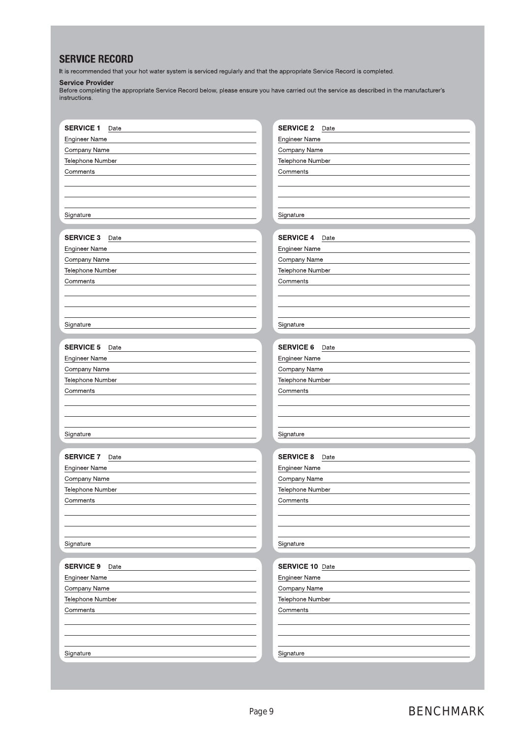## SERVICE RECORD

It is recommended that your hot water system is serviced regularly and that the appropriate Service Record is completed.

### Service Provider

Before completing the appropriate Service Record below, please ensure you have carried out the service as described in the manufacturer's instructions.

**SERVICE 1** Date

Engineer Name

Company Name

Telephone Number

Comments

Signature

**SERVICE 2** Date

Engineer Name

Company Name

Telephone Number

Comments

Signature

**SERVICE 3** Date

Engineer Name

Company Name

Telephone Number

Comments

Signature

**SERVICE 4** Date

Engineer Name

Company Name

Telephone Number

Comments

Signature

**SERVICE 5** Date

Engineer Name

Company Name

Telephone Number

Comments

Signature

**SERVICE 6** Date

Engineer Name

Company Name

Telephone Number

Comments

Signature

**SERVICE 7** Date

Engineer Name

Company Name

Telephone Number

Comments

Signature

**SERVICE 8** Date

Engineer Name

Company Name

Telephone Number

Comments

Signature

**SERVICE 9** Date

Engineer Name

Company Name

Telephone Number

Comments

Signature

**SERVICE 10** Date

Engineer Name

Company Name

Telephone Number

Comments

Signature

BENCHMARK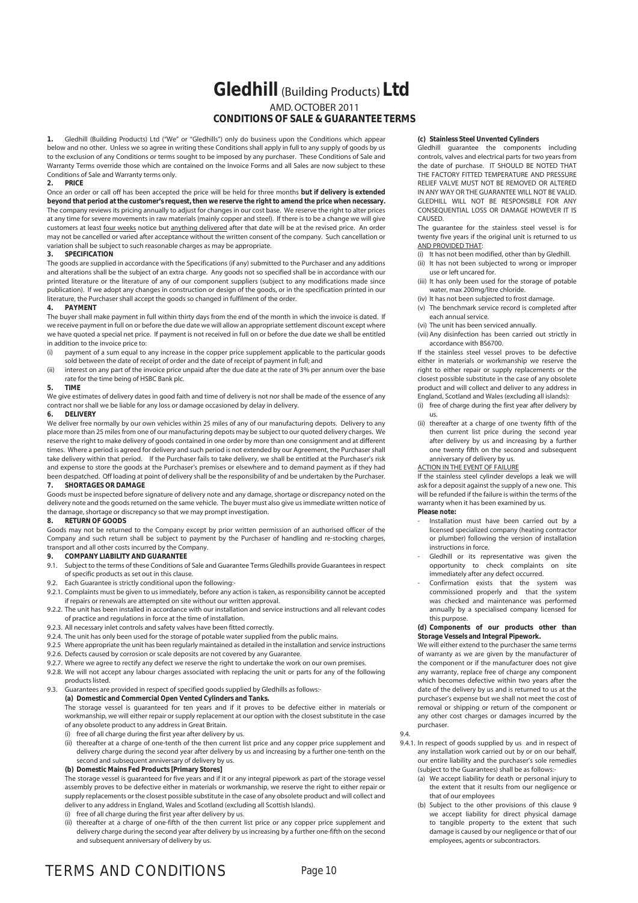# Gledhill (Building Products) Ltd

AMD. OCTOBER 2011

**CONDITIONS OF SALE & GUARANTEE TERMS**

**1.** Gledhill (Building Products) Ltd ("We" or "Gledhills") only do business upon the Conditions which appear below and no other. Unless we so agree in writing these Conditions shall apply in full to any supply of goods by us to the exclusion of any Conditions or terms sought to be imposed by any purchaser. These Conditions of Sale and Warranty Terms override those which are contained on the Invoice Forms and all Sales are now subject to these Conditions of Sale and Warranty terms only.

**2. PRICE**

Once an order or call off has been accepted the price will be held for three months **but if delivery is extended beyond that period at the customer's request, then we reserve the right to amend the price when necessary.** The company reviews its pricing annually to adjust for changes in our cost base. We reserve the right to alter prices at any time for severe movements in raw materials (mainly copper and steel). If there is to be a change we will give customers at least four weeks notice but anything delivered after that date will be at the revised price. An order may not be cancelled or varied after acceptance without the written consent of the company. Such cancellation or variation shall be subject to such reasonable charges as may be appropriate.

**3. SPECIFICATION**

The goods are supplied in accordance with the Specifications (if any) submitted to the Purchaser and any additions and alterations shall be the subject of an extra charge. Any goods not so specified shall be in accordance with our printed literature or the literature of any of our component suppliers (subject to any modifications made since publication). If we adopt any changes in construction or design of the goods, or in the specification printed in our literature, the Purchaser shall accept the goods so changed in fulfilment of the order.

**4. PAYMENT**

The buyer shall make payment in full within thirty days from the end of the month in which the invoice is dated. If we receive payment in full on or before the due date we will allow an appropriate settlement discount except where we have quoted a special net price. If payment is not received in full on or before the due date we shall be entitled in addition to the invoice price to:

(i) payment of a sum equal to any increase in the copper price supplement applicable to the particular goods sold between the date of receipt of order and the date of receipt of payment in full; and
(ii) interest on any part of the invoice price unpaid after the due date at the rate of 3% per annum over the base rate for the time being of HSBC Bank plc.

**5. TIME**

We give estimates of delivery dates in good faith and time of delivery is not nor shall be made of the essence of any contract nor shall we be liable for any loss or damage occasioned by delay in delivery.

**6. DELIVERY**

We deliver free normally by our own vehicles within 25 miles of any of our manufacturing depots. Delivery to any place more than 25 miles from one of our manufacturing depots may be subject to our quoted delivery charges. We reserve the right to make delivery of goods contained in one order by more than one consignment and at different times. Where a period is agreed for delivery and such period is not extended by our Agreement, the Purchaser shall take delivery within that period. If the Purchaser fails to take delivery, we shall be entitled at the Purchaser's risk and expense to store the goods at the Purchaser's premises or elsewhere and to demand payment as if they had been despatched. Off loading at point of delivery shall be the responsibility of and be undertaken by the Purchaser.

**7. SHORTAGES OR DAMAGE**

Goods must be inspected before signature of delivery note and any damage, shortage or discrepancy noted on the delivery note and the goods returned on the same vehicle. The buyer must also give us immediate written notice of the damage, shortage or discrepancy so that we may prompt investigation.

**8. RETURN OF GOODS**

Goods may not be returned to the Company except by prior written permission of an authorised officer of the Company and such return shall be subject to payment by the Purchaser of handling and re-stocking charges, transport and all other costs incurred by the Company.

**9. COMPANY LIABILITY AND GUARANTEE**

9.1. Subject to the terms of these Conditions of Sale and Guarantee Terms Gledhills provide Guarantees in respect of specific products as set out in this clause.

9.2. Each Guarantee is strictly conditional upon the following:-

9.2.1. Complaints must be given to us immediately, before any action is taken, as responsibility cannot be accepted if repairs or renewals are attempted on site without our written approval.

9.2.2. The unit has been installed in accordance with our installation and service instructions and all relevant codes of practice and regulations in force at the time of installation.

9.2.3. All necessary inlet controls and safety valves have been fitted correctly.

9.2.4. The unit has only been used for the storage of potable water supplied from the public mains.

9.2.5 Where appropriate the unit has been regularly maintained as detailed in the installation and service instructions

9.2.6. Defects caused by corrosion or scale deposits are not covered by any Guarantee.

9.2.7. Where we agree to rectify any defect we reserve the right to undertake the work on our own premises.

9.2.8. We will not accept any labour charges associated with replacing the unit or parts for any of the following products listed.

9.3. Guarantees are provided in respect of specified goods supplied by Gledhills as follows:-

**(a) Domestic and Commercial Open Vented Cylinders and Tanks.**

The storage vessel is guaranteed for ten years and if it proves to be defective either in materials or workmanship, we will either repair or supply replacement at our option with the closest substitute in the case of any obsolete product to any address in Great Britain.

(i) free of all charge during the first year after delivery by us.
(ii) thereafter at a charge of one-tenth of the then current list price and any copper price supplement and delivery charge during the second year after delivery by us and increasing by a further one-tenth on the second and subsequent anniversary of delivery by us.

**(b) Domestic Mains Fed Products [Primary Stores]**

The storage vessel is guaranteed for five years and if it or any integral pipework as part of the storage vessel assembly proves to be defective either in materials or workmanship, we reserve the right to either repair or supply replacements or the closest possible substitute in the case of any obsolete product and will collect and deliver to any address in England, Wales and Scotland (excluding all Scottish Islands).

(i) free of all charge during the first year after delivery by us.
(ii) thereafter at a charge of one-fifth of the then current list price or any copper price supplement and delivery charge during the second year after delivery by us increasing by a further one-fifth on the second and subsequent anniversary of delivery by us.

**(c) Stainless Steel Unvented Cylinders**

Gledhill guarantee the components including controls, valves and electrical parts for two years from the date of purchase. IT SHOULD BE NOTED THAT THE FACTORY FITTED TEMPERATURE AND PRESSURE RELIEF VALVE MUST NOT BE REMOVED OR ALTERED IN ANY WAY OR THE GUARANTEE WILL NOT BE VALID. GLEDHILL WILL NOT BE RESPONSIBLE FOR ANY CONSEQUENTIAL LOSS OR DAMAGE HOWEVER IT IS CAUSED.

The guarantee for the stainless steel vessel is for twenty five years if the original unit is returned to us AND PROVIDED THAT:

(i) It has not been modified, other than by Gledhill.
(ii) It has not been subjected to wrong or improper use or left uncared for.
(iii) It has only been used for the storage of potable water, max 200mg/litre chloride.
(iv) It has not been subjected to frost damage.
(v) The benchmark service record is completed after each annual service.
(vi) The unit has been serviced annually.
(vii) Any disinfection has been carried out strictly in accordance with BS6700.

If the stainless steel vessel proves to be defective either in materials or workmanship we reserve the right to either repair or supply replacements or the closest possible substitute in the case of any obsolete product and will collect and deliver to any address in England, Scotland and Wales (excluding all islands):

(i) free of charge during the first year after delivery by us.
(ii) thereafter at a charge of one twenty fifth of the then current list price during the second year after delivery by us and increasing by a further one twenty fifth on the second and subsequent anniversary of delivery by us.

ACTION IN THE EVENT OF FAILURE

If the stainless steel cylinder develops a leak we will ask for a deposit against the supply of a new one. This will be refunded if the failure is within the terms of the warranty when it has been examined by us.

**Please note:**

- Installation must have been carried out by a licensed specialized company (heating contractor or plumber) following the version of installation instructions in force.
- Gledhill or its representative was given the opportunity to check complaints on site immediately after any defect occurred.
- Confirmation exists that the system was commissioned properly and that the system was checked and maintenance was performed annually by a specialised company licensed for this purpose.

**(d) Components of our products other than Storage Vessels and Integral Pipework.**

We will either extend to the purchaser the same terms of warranty as we are given by the manufacturer of the component or if the manufacturer does not give any warranty, replace free of charge any component which becomes defective within two years after the date of the delivery by us and is returned to us at the purchaser's expense but we shall not meet the cost of removal or shipping or return of the component or any other cost charges or damages incurred by the purchaser.

9.4.

9.4.1. In respect of goods supplied by us and in respect of any installation work carried out by or on our behalf, our entire liability and the purchaser's sole remedies (subject to the Guarantees) shall be as follows:-

(a) We accept liability for death or personal injury to the extent that it results from our negligence or that of our employees
(b) Subject to the other provisions of this clause 9 we accept liability for direct physical damage to tangible property to the extent that such damage is caused by our negligence or that of our employees, agents or subcontractors.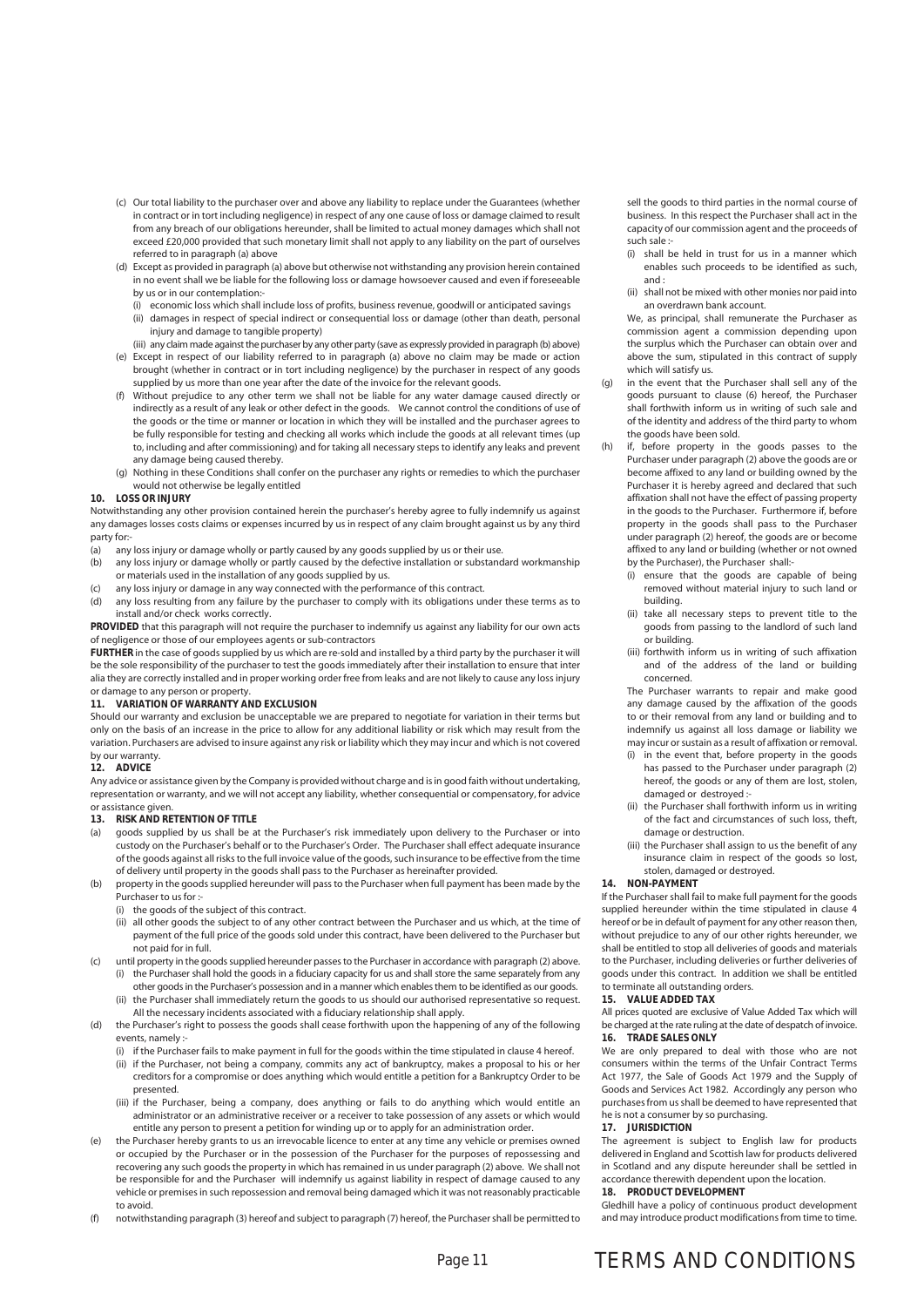(c) Our total liability to the purchaser over and above any liability to replace under the Guarantees (whether in contract or in tort including negligence) in respect of any one cause of loss or damage claimed to result from any breach of our obligations hereunder, shall be limited to actual money damages which shall not exceed £20,000 provided that such monetary limit shall not apply to any liability on the part of ourselves referred to in paragraph (a) above

(d) Except as provided in paragraph (a) above but otherwise not withstanding any provision herein contained in no event shall we be liable for the following loss or damage howsoever caused and even if foreseeable by us or in our contemplation:-

(i) economic loss which shall include loss of profits, business revenue, goodwill or anticipated savings

(ii) damages in respect of special indirect or consequential loss or damage (other than death, personal injury and damage to tangible property)

(iii) any claim made against the purchaser by any other party (save as expressly provided in paragraph (b) above)

(e) Except in respect of our liability referred to in paragraph (a) above no claim may be made or action brought (whether in contract or in tort including negligence) by the purchaser in respect of any goods supplied by us more than one year after the date of the invoice for the relevant goods.

(f) Without prejudice to any other term we shall not be liable for any water damage caused directly or indirectly as a result of any leak or other defect in the goods. We cannot control the conditions of use of the goods or the time or manner or location in which they will be installed and the purchaser agrees to be fully responsible for testing and checking all works which include the goods at all relevant times (up to, including and after commissioning) and for taking all necessary steps to identify any leaks and prevent any damage being caused thereby.

(g) Nothing in these Conditions shall confer on the purchaser any rights or remedies to which the purchaser would not otherwise be legally entitled

**10. LOSS OR INJURY**

Notwithstanding any other provision contained herein the purchaser's hereby agree to fully indemnify us against any damages losses costs claims or expenses incurred by us in respect of any claim brought against us by any third party for:-

(a) any loss injury or damage wholly or partly caused by any goods supplied by us or their use.

(b) any loss injury or damage wholly or partly caused by the defective installation or substandard workmanship or materials used in the installation of any goods supplied by us.

(c) any loss injury or damage in any way connected with the performance of this contract.

(d) any loss resulting from any failure by the purchaser to comply with its obligations under these terms as to install and/or check works correctly.

**PROVIDED** that this paragraph will not require the purchaser to indemnify us against any liability for our own acts of negligence or those of our employees agents or sub-contractors

**FURTHER** in the case of goods supplied by us which are re-sold and installed by a third party by the purchaser it will be the sole responsibility of the purchaser to test the goods immediately after their installation to ensure that inter alia they are correctly installed and in proper working order free from leaks and are not likely to cause any loss injury or damage to any person or property.

**11. VARIATION OF WARRANTY AND EXCLUSION**

Should our warranty and exclusion be unacceptable we are prepared to negotiate for variation in their terms but only on the basis of an increase in the price to allow for any additional liability or risk which may result from the variation. Purchasers are advised to insure against any risk or liability which they may incur and which is not covered by our warranty.

**12. ADVICE**

Any advice or assistance given by the Company is provided without charge and is in good faith without undertaking, representation or warranty, and we will not accept any liability, whether consequential or compensatory, for advice or assistance given.

**13. RISK AND RETENTION OF TITLE**

(a) goods supplied by us shall be at the Purchaser's risk immediately upon delivery to the Purchaser or into custody on the Purchaser's behalf or to the Purchaser's Order. The Purchaser shall effect adequate insurance of the goods against all risks to the full invoice value of the goods, such insurance to be effective from the time of delivery until property in the goods shall pass to the Purchaser as hereinafter provided.

(b) property in the goods supplied hereunder will pass to the Purchaser when full payment has been made by the Purchaser to us for :-

(i) the goods of the subject of this contract.

(ii) all other goods the subject to of any other contract between the Purchaser and us which, at the time of payment of the full price of the goods sold under this contract, have been delivered to the Purchaser but not paid for in full.

(c) until property in the goods supplied hereunder passes to the Purchaser in accordance with paragraph (2) above.

(i) the Purchaser shall hold the goods in a fiduciary capacity for us and shall store the same separately from any other goods in the Purchaser's possession and in a manner which enables them to be identified as our goods.

(ii) the Purchaser shall immediately return the goods to us should our authorised representative so request. All the necessary incidents associated with a fiduciary relationship shall apply.

(d) the Purchaser's right to possess the goods shall cease forthwith upon the happening of any of the following events, namely :-

(i) if the Purchaser fails to make payment in full for the goods within the time stipulated in clause 4 hereof.

(ii) if the Purchaser, not being a company, commits any act of bankruptcy, makes a proposal to his or her creditors for a compromise or does anything which would entitle a petition for a Bankruptcy Order to be presented.

(iii) if the Purchaser, being a company, does anything or fails to do anything which would entitle an administrator or an administrative receiver or a receiver to take possession of any assets or which would entitle any person to present a petition for winding up or to apply for an administration order.

(e) the Purchaser hereby grants to us an irrevocable licence to enter at any time any vehicle or premises owned or occupied by the Purchaser or in the possession of the Purchaser for the purposes of repossessing and recovering any such goods the property in which has remained in us under paragraph (2) above. We shall not be responsible for and the Purchaser will indemnify us against liability in respect of damage caused to any vehicle or premises in such repossession and removal being damaged which it was not reasonably practicable to avoid.

(f) notwithstanding paragraph (3) hereof and subject to paragraph (7) hereof, the Purchaser shall be permitted to sell the goods to third parties in the normal course of business. In this respect the Purchaser shall act in the capacity of our commission agent and the proceeds of such sale :-

(i) shall be held in trust for us in a manner which enables such proceeds to be identified as such, and :

(ii) shall not be mixed with other monies nor paid into an overdrawn bank account.

We, as principal, shall remunerate the Purchaser as commission agent a commission depending upon the surplus which the Purchaser can obtain over and above the sum, stipulated in this contract of supply which will satisfy us.

(g) in the event that the Purchaser shall sell any of the goods pursuant to clause (6) hereof, the Purchaser shall forthwith inform us in writing of such sale and of the identity and address of the third party to whom the goods have been sold.

(h) if, before property in the goods passes to the Purchaser under paragraph (2) above the goods are or become affixed to any land or building owned by the Purchaser it is hereby agreed and declared that such affixation shall not have the effect of passing property in the goods to the Purchaser. Furthermore if, before property in the goods shall pass to the Purchaser under paragraph (2) hereof, the goods are or become affixed to any land or building (whether or not owned by the Purchaser), the Purchaser shall:-

(i) ensure that the goods are capable of being removed without material injury to such land or building.

(ii) take all necessary steps to prevent title to the goods from passing to the landlord of such land or building.

(iii) forthwith inform us in writing of such affixation and of the address of the land or building concerned.

The Purchaser warrants to repair and make good any damage caused by the affixation of the goods to or their removal from any land or building and to indemnify us against all loss damage or liability we may incur or sustain as a result of affixation or removal.

(i) in the event that, before property in the goods has passed to the Purchaser under paragraph (2) hereof, the goods or any of them are lost, stolen, damaged or destroyed :-

(ii) the Purchaser shall forthwith inform us in writing of the fact and circumstances of such loss, theft, damage or destruction.

(iii) the Purchaser shall assign to us the benefit of any insurance claim in respect of the goods so lost, stolen, damaged or destroyed.

**14. NON-PAYMENT**

If the Purchaser shall fail to make full payment for the goods supplied hereunder within the time stipulated in clause 4 hereof or be in default of payment for any other reason then, without prejudice to any of our other rights hereunder, we shall be entitled to stop all deliveries of goods and materials to the Purchaser, including deliveries or further deliveries of goods under this contract. In addition we shall be entitled to terminate all outstanding orders.

**15. VALUE ADDED TAX**

All prices quoted are exclusive of Value Added Tax which will be charged at the rate ruling at the date of despatch of invoice.

**16. TRADE SALES ONLY**

We are only prepared to deal with those who are not consumers within the terms of the Unfair Contract Terms Act 1977, the Sale of Goods Act 1979 and the Supply of Goods and Services Act 1982. Accordingly any person who purchases from us shall be deemed to have represented that he is not a consumer by so purchasing.

**17. JURISDICTION**

The agreement is subject to English law for products delivered in England and Scottish law for products delivered in Scotland and any dispute hereunder shall be settled in accordance therewith dependent upon the location.

**18. PRODUCT DEVELOPMENT**

Gledhill have a policy of continuous product development and may introduce product modifications from time to time.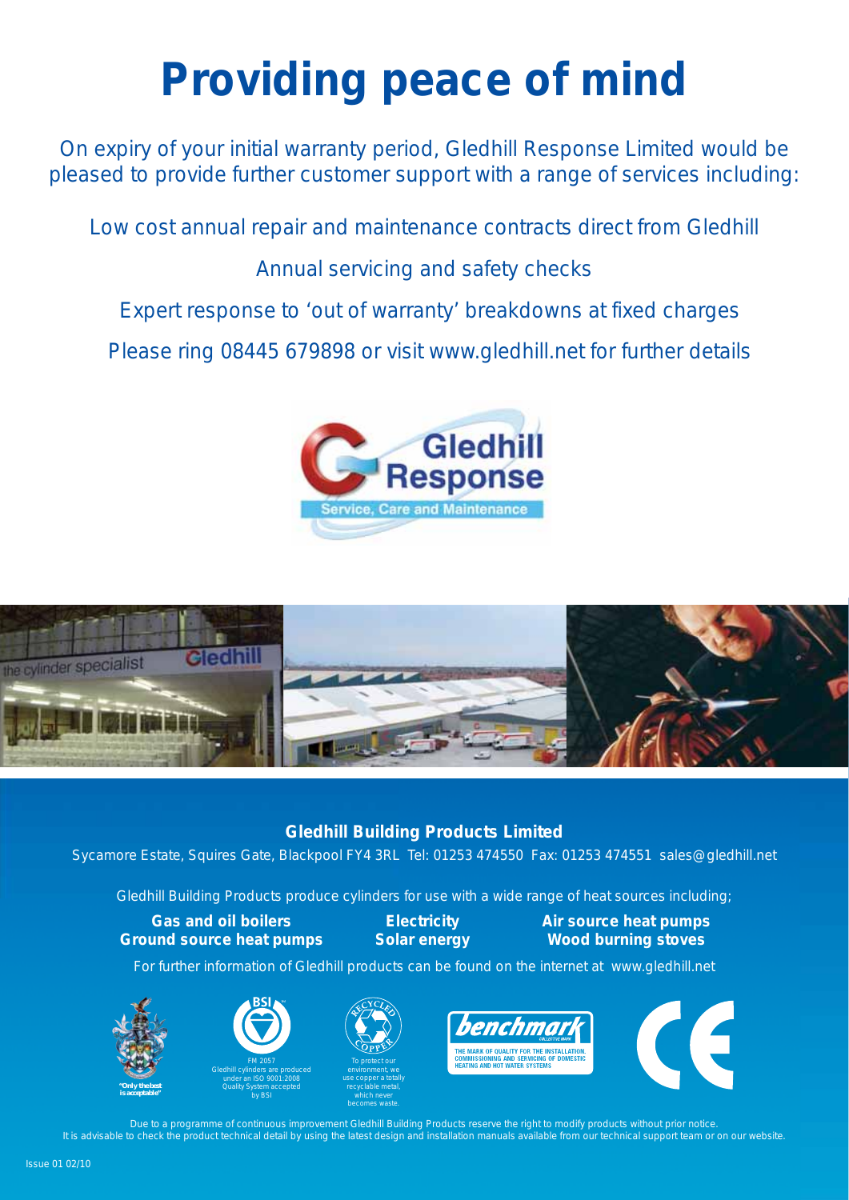# Providing peace of mind

On expiry of your initial warranty period, Gledhill Response Limited would be pleased to provide further customer support with a range of services including:

Low cost annual repair and maintenance contracts direct from Gledhill

Annual servicing and safety checks

Expert response to 'out of warranty' breakdowns at fixed charges

Please ring 08445 679898 or visit www.gledhill.net for further details

Gledhill Response
Service, Care and Maintenance

the cylinder specialist Gledhill

**Gledhill Building Products Limited**

Sycamore Estate, Squires Gate, Blackpool FY4 3RL Tel: 01253 474550 Fax: 01253 474551 sales@gledhill.net

Gledhill Building Products produce cylinders for use with a wide range of heat sources including;

**Gas and oil boilers**
**Ground source heat pumps**
**Electricity**
**Solar energy**
**Air source heat pumps**
**Wood burning stoves**

For further information of Gledhill products can be found on the internet at www.gledhill.net

"Only the best is acceptable"

BSI
FM 2057
Gledhill cylinders are produced under an ISO 9001:2008 Quality System accepted by BSI

RECYCLED COPPER
To protect our environment, we use copper a totally recyclable metal, which never becomes waste.

benchmark
COLLECTIVE MARK
THE MARK OF QUALITY FOR THE INSTALLATION, COMMISSIONING AND SERVICING OF DOMESTIC HEATING AND HOT WATER SYSTEMS

CE

Due to a programme of continuous improvement Gledhill Building Products reserve the right to modify products without prior notice.
It is advisable to check the product technical detail by using the latest design and installation manuals available from our technical support team or on our website.

Issue 01 02/10